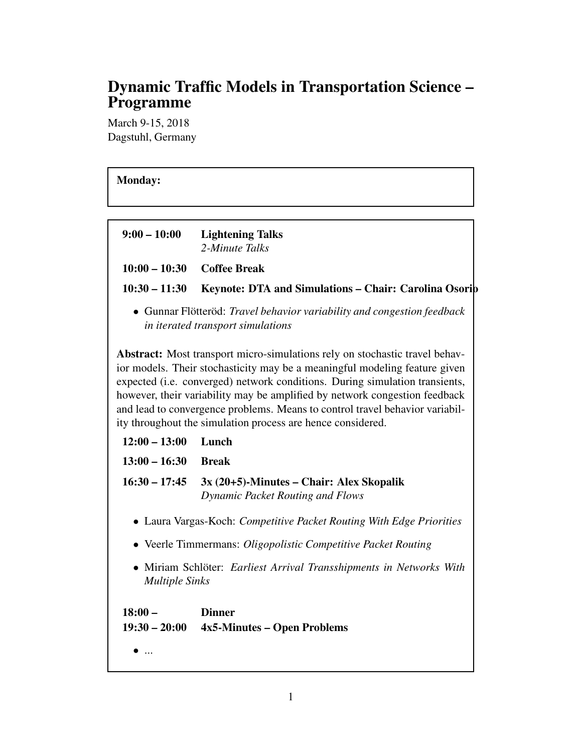# Dynamic Traffic Models in Transportation Science – Programme

March 9-15, 2018
Dagstuhl, Germany

**Monday:**

**9:00 – 10:00** **Lightening Talks**
*2-Minute Talks*

**10:00 – 10:30** **Coffee Break**

**10:30 – 11:30** **Keynote: DTA and Simulations – Chair: Carolina Osorio**

- Gunnar Flötteröd: *Travel behavior variability and congestion feedback in iterated transport simulations*

**Abstract:** Most transport micro-simulations rely on stochastic travel behavior models. Their stochasticity may be a meaningful modeling feature given expected (i.e. converged) network conditions. During simulation transients, however, their variability may be amplified by network congestion feedback and lead to convergence problems. Means to control travel behavior variability throughout the simulation process are hence considered.

**12:00 – 13:00** **Lunch**

**13:00 – 16:30** **Break**

**16:30 – 17:45** **3x (20+5)-Minutes – Chair: Alex Skopalik**
*Dynamic Packet Routing and Flows*

- Laura Vargas-Koch: *Competitive Packet Routing With Edge Priorities*
- Veerle Timmermans: *Oligopolistic Competitive Packet Routing*
- Miriam Schlöter: *Earliest Arrival Transshipments in Networks With Multiple Sinks*

**18:00 –** **Dinner**

**19:30 – 20:00** **4x5-Minutes – Open Problems**

- ...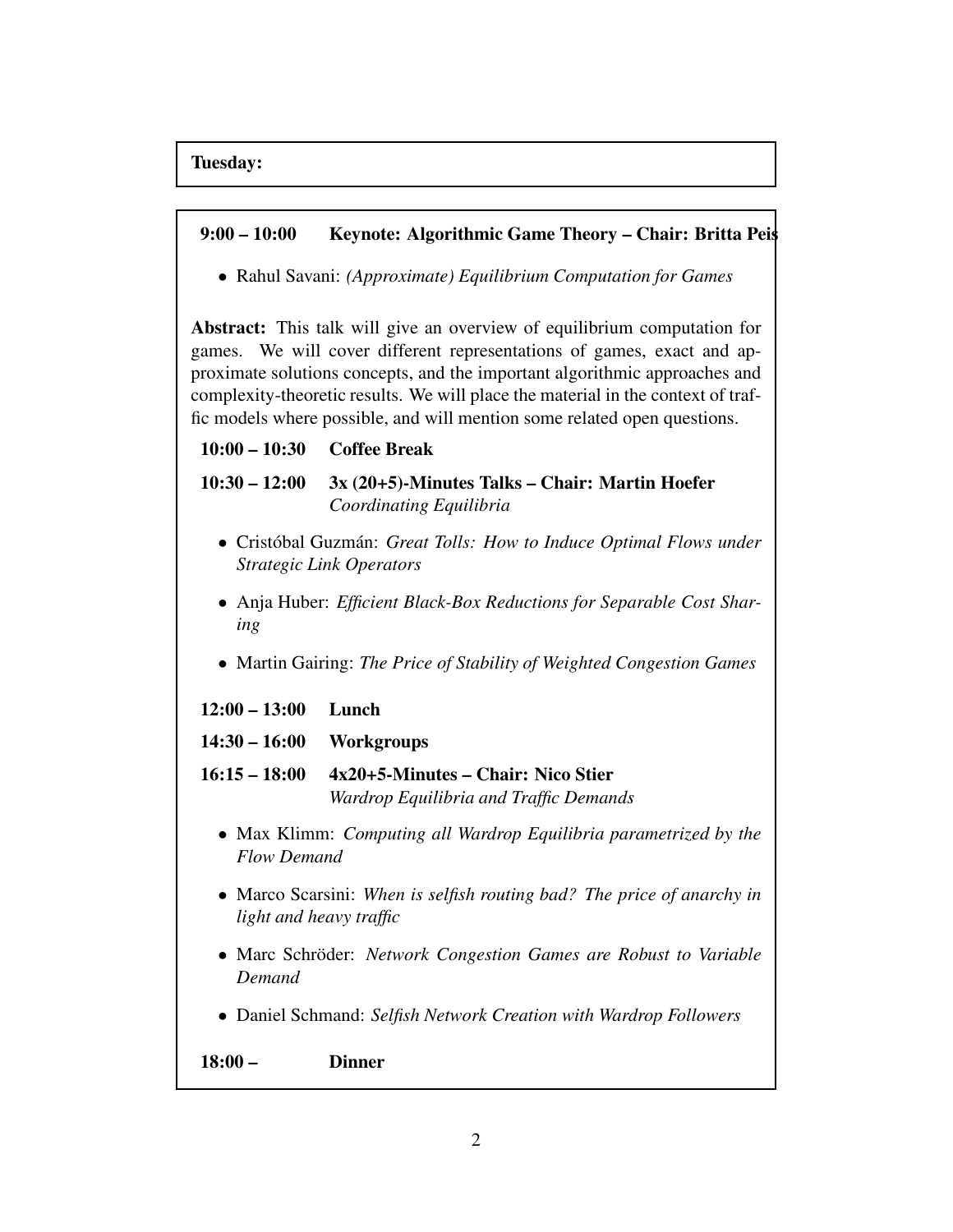**Tuesday:**

**9:00 – 10:00 Keynote: Algorithmic Game Theory – Chair: Britta Peis**

- Rahul Savani: *(Approximate) Equilibrium Computation for Games*

**Abstract:** This talk will give an overview of equilibrium computation for games. We will cover different representations of games, exact and approximate solutions concepts, and the important algorithmic approaches and complexity-theoretic results. We will place the material in the context of traffic models where possible, and will mention some related open questions.

**10:00 – 10:30 Coffee Break**

**10:30 – 12:00 3x (20+5)-Minutes Talks – Chair: Martin Hoefer**
*Coordinating Equilibria*

- Cristóbal Guzmán: *Great Tolls: How to Induce Optimal Flows under Strategic Link Operators*
- Anja Huber: *Efficient Black-Box Reductions for Separable Cost Sharing*
- Martin Gairing: *The Price of Stability of Weighted Congestion Games*

**12:00 – 13:00 Lunch**

**14:30 – 16:00 Workgroups**

**16:15 – 18:00 4x20+5-Minutes – Chair: Nico Stier**
*Wardrop Equilibria and Traffic Demands*

- Max Klimm: *Computing all Wardrop Equilibria parametrized by the Flow Demand*
- Marco Scarsini: *When is selfish routing bad? The price of anarchy in light and heavy traffic*
- Marc Schröder: *Network Congestion Games are Robust to Variable Demand*
- Daniel Schmand: *Selfish Network Creation with Wardrop Followers*

**18:00 – Dinner**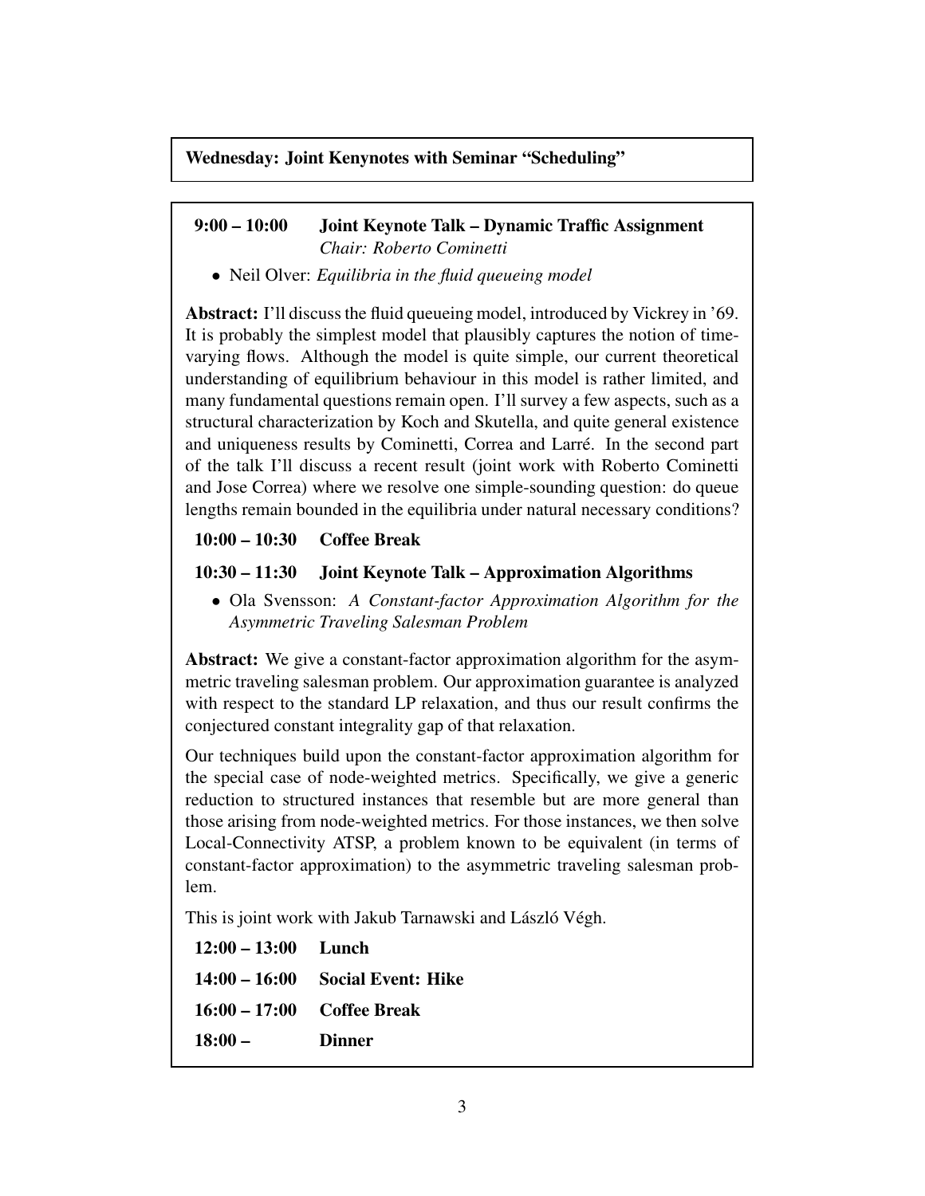## Wednesday: Joint Kenynotes with Seminar "Scheduling"

**9:00 – 10:00 Joint Keynote Talk – Dynamic Traffic Assignment**
*Chair: Roberto Cominetti*

- Neil Olver: *Equilibria in the fluid queueing model*

**Abstract:** I'll discuss the fluid queueing model, introduced by Vickrey in '69. It is probably the simplest model that plausibly captures the notion of time-varying flows. Although the model is quite simple, our current theoretical understanding of equilibrium behaviour in this model is rather limited, and many fundamental questions remain open. I'll survey a few aspects, such as a structural characterization by Koch and Skutella, and quite general existence and uniqueness results by Cominetti, Correa and Larré. In the second part of the talk I'll discuss a recent result (joint work with Roberto Cominetti and Jose Correa) where we resolve one simple-sounding question: do queue lengths remain bounded in the equilibria under natural necessary conditions?

**10:00 – 10:30 Coffee Break**

**10:30 – 11:30 Joint Keynote Talk – Approximation Algorithms**

- Ola Svensson: *A Constant-factor Approximation Algorithm for the Asymmetric Traveling Salesman Problem*

**Abstract:** We give a constant-factor approximation algorithm for the asymmetric traveling salesman problem. Our approximation guarantee is analyzed with respect to the standard LP relaxation, and thus our result confirms the conjectured constant integrality gap of that relaxation.

Our techniques build upon the constant-factor approximation algorithm for the special case of node-weighted metrics. Specifically, we give a generic reduction to structured instances that resemble but are more general than those arising from node-weighted metrics. For those instances, we then solve Local-Connectivity ATSP, a problem known to be equivalent (in terms of constant-factor approximation) to the asymmetric traveling salesman problem.

This is joint work with Jakub Tarnawski and László Végh.

**12:00 – 13:00 Lunch**

**14:00 – 16:00 Social Event: Hike**

**16:00 – 17:00 Coffee Break**

**18:00 – Dinner**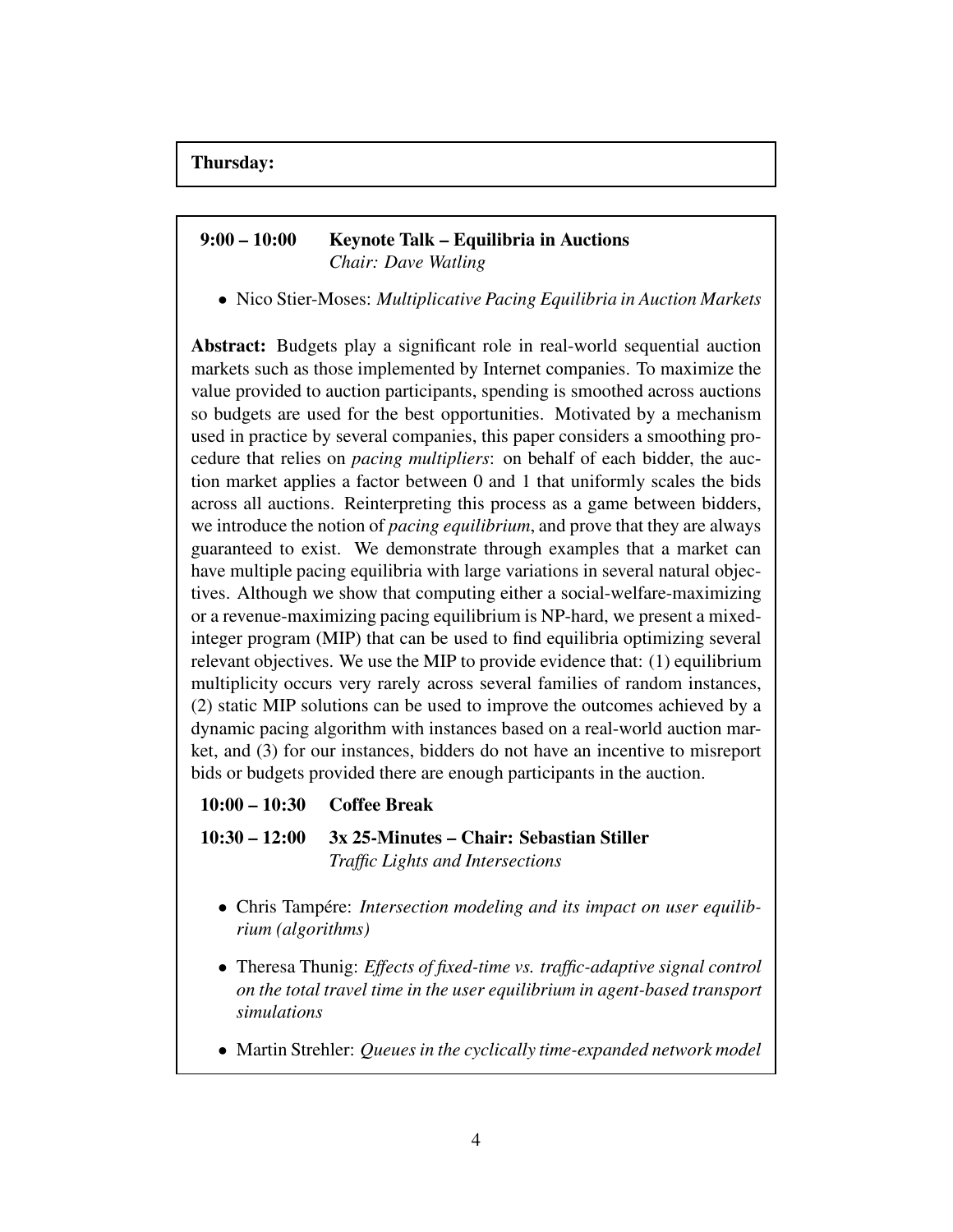**Thursday:**

**9:00 – 10:00** **Keynote Talk – Equilibria in Auctions**
*Chair: Dave Watling*

- Nico Stier-Moses: *Multiplicative Pacing Equilibria in Auction Markets*

**Abstract:** Budgets play a significant role in real-world sequential auction markets such as those implemented by Internet companies. To maximize the value provided to auction participants, spending is smoothed across auctions so budgets are used for the best opportunities. Motivated by a mechanism used in practice by several companies, this paper considers a smoothing procedure that relies on *pacing multipliers*: on behalf of each bidder, the auction market applies a factor between 0 and 1 that uniformly scales the bids across all auctions. Reinterpreting this process as a game between bidders, we introduce the notion of *pacing equilibrium*, and prove that they are always guaranteed to exist. We demonstrate through examples that a market can have multiple pacing equilibria with large variations in several natural objectives. Although we show that computing either a social-welfare-maximizing or a revenue-maximizing pacing equilibrium is NP-hard, we present a mixed-integer program (MIP) that can be used to find equilibria optimizing several relevant objectives. We use the MIP to provide evidence that: (1) equilibrium multiplicity occurs very rarely across several families of random instances, (2) static MIP solutions can be used to improve the outcomes achieved by a dynamic pacing algorithm with instances based on a real-world auction market, and (3) for our instances, bidders do not have an incentive to misreport bids or budgets provided there are enough participants in the auction.

**10:00 – 10:30** **Coffee Break**

**10:30 – 12:00** **3x 25-Minutes – Chair: Sebastian Stiller**
*Traffic Lights and Intersections*

- Chris Tampére: *Intersection modeling and its impact on user equilibrium (algorithms)*
- Theresa Thunig: *Effects of fixed-time vs. traffic-adaptive signal control on the total travel time in the user equilibrium in agent-based transport simulations*
- Martin Strehler: *Queues in the cyclically time-expanded network model*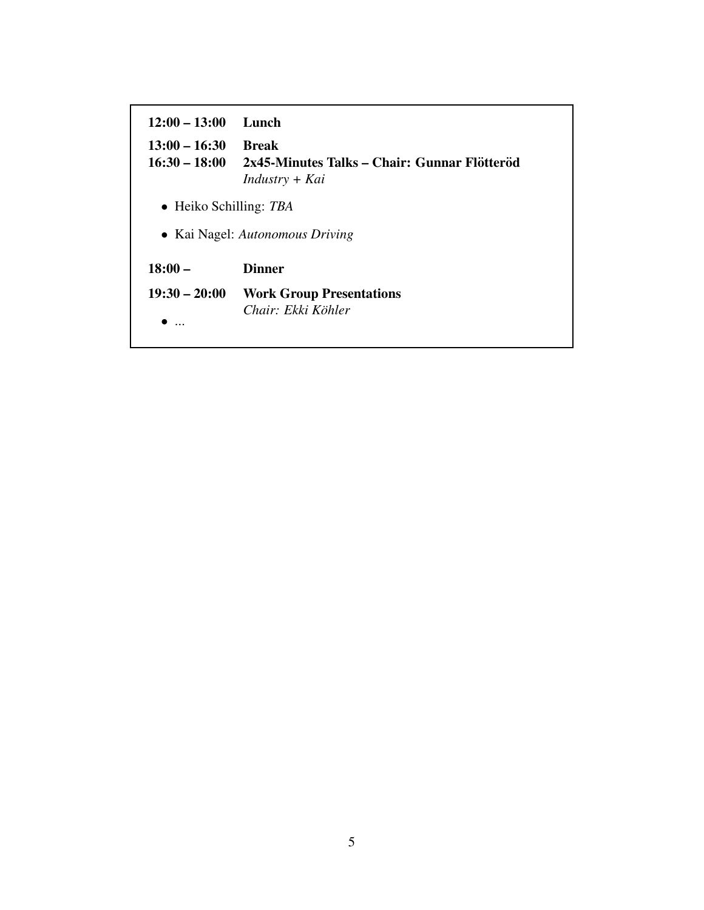**12:00 – 13:00** **Lunch**

**13:00 – 16:30** **Break**

**16:30 – 18:00** **2x45-Minutes Talks – Chair: Gunnar Flötteröd**
*Industry + Kai*

- Heiko Schilling: *TBA*
- Kai Nagel: *Autonomous Driving*

**18:00 –** **Dinner**

**19:30 – 20:00** **Work Group Presentations**
*Chair: Ekki Köhler*

- ...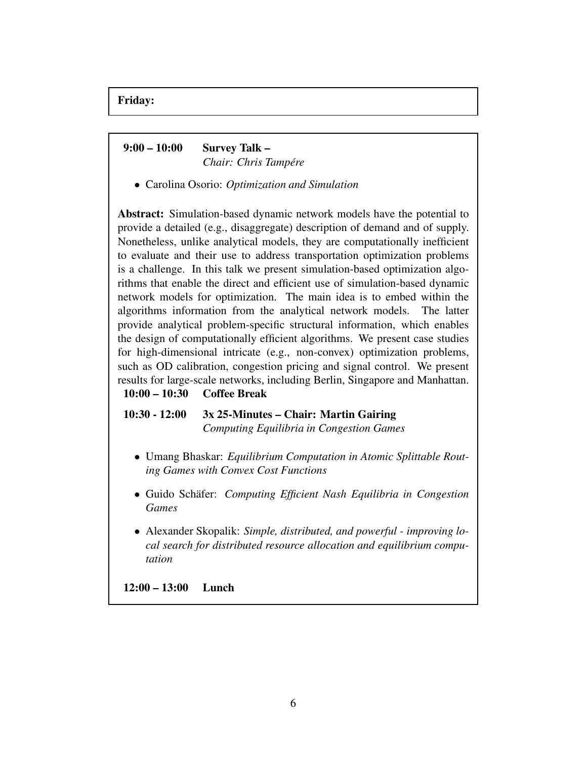**Friday:**

**9:00 – 10:00** **Survey Talk –**
*Chair: Chris Tampére*

- Carolina Osorio: *Optimization and Simulation*

**Abstract:** Simulation-based dynamic network models have the potential to provide a detailed (e.g., disaggregate) description of demand and of supply. Nonetheless, unlike analytical models, they are computationally inefficient to evaluate and their use to address transportation optimization problems is a challenge. In this talk we present simulation-based optimization algorithms that enable the direct and efficient use of simulation-based dynamic network models for optimization. The main idea is to embed within the algorithms information from the analytical network models. The latter provide analytical problem-specific structural information, which enables the design of computationally efficient algorithms. We present case studies for high-dimensional intricate (e.g., non-convex) optimization problems, such as OD calibration, congestion pricing and signal control. We present results for large-scale networks, including Berlin, Singapore and Manhattan.

**10:00 – 10:30** **Coffee Break**

**10:30 - 12:00** **3x 25-Minutes – Chair: Martin Gairing**
*Computing Equilibria in Congestion Games*

- Umang Bhaskar: *Equilibrium Computation in Atomic Splittable Routing Games with Convex Cost Functions*

- Guido Schäfer: *Computing Efficient Nash Equilibria in Congestion Games*

- Alexander Skopalik: *Simple, distributed, and powerful - improving local search for distributed resource allocation and equilibrium computation*

**12:00 – 13:00** **Lunch**